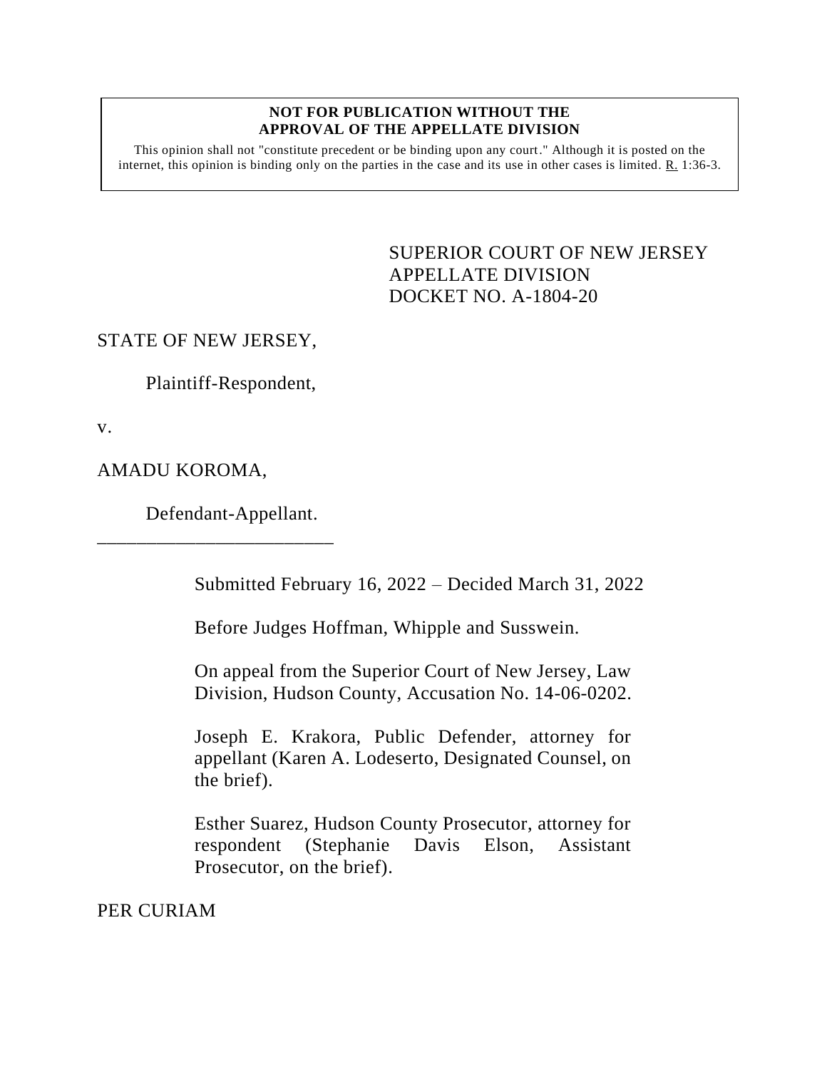**NOT FOR PUBLICATION WITHOUT THE APPROVAL OF THE APPELLATE DIVISION**

This opinion shall not "constitute precedent or be binding upon any court." Although it is posted on the internet, this opinion is binding only on the parties in the case and its use in other cases is limited. R. 1:36-3.

SUPERIOR COURT OF NEW JERSEY
APPELLATE DIVISION
DOCKET NO. A-1804-20

STATE OF NEW JERSEY,

Plaintiff-Respondent,

v.

AMADU KOROMA,

Defendant-Appellant.

\_\_\_\_\_\_\_\_\_\_\_\_\_\_\_\_\_\_\_\_\_\_\_\_\_\_

Submitted February 16, 2022 – Decided March 31, 2022

Before Judges Hoffman, Whipple and Susswein.

On appeal from the Superior Court of New Jersey, Law Division, Hudson County, Accusation No. 14-06-0202.

Joseph E. Krakora, Public Defender, attorney for appellant (Karen A. Lodeserto, Designated Counsel, on the brief).

Esther Suarez, Hudson County Prosecutor, attorney for respondent (Stephanie Davis Elson, Assistant Prosecutor, on the brief).

PER CURIAM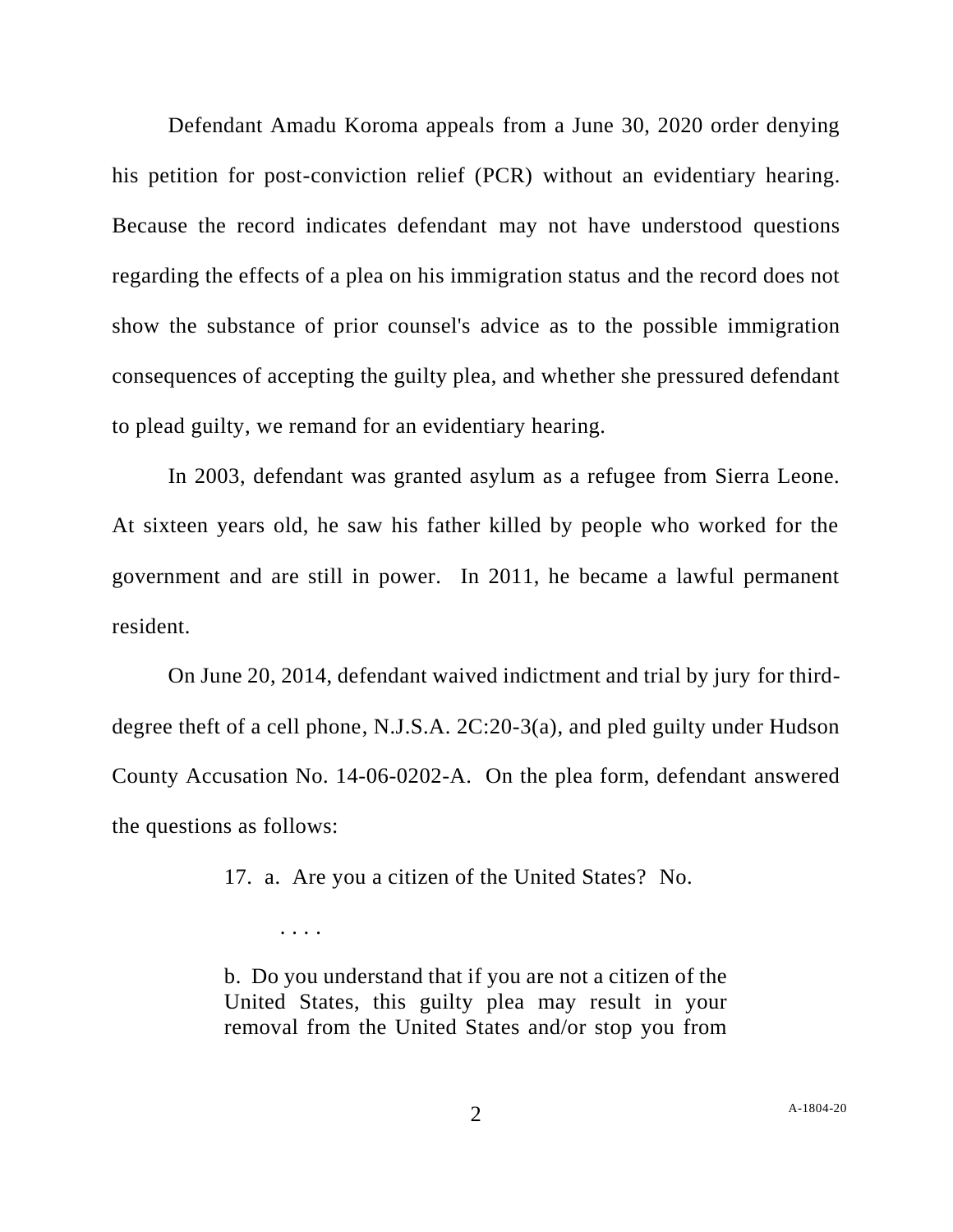Defendant Amadu Koroma appeals from a June 30, 2020 order denying his petition for post-conviction relief (PCR) without an evidentiary hearing. Because the record indicates defendant may not have understood questions regarding the effects of a plea on his immigration status and the record does not show the substance of prior counsel's advice as to the possible immigration consequences of accepting the guilty plea, and whether she pressured defendant to plead guilty, we remand for an evidentiary hearing.

In 2003, defendant was granted asylum as a refugee from Sierra Leone. At sixteen years old, he saw his father killed by people who worked for the government and are still in power. In 2011, he became a lawful permanent resident.

On June 20, 2014, defendant waived indictment and trial by jury for third-degree theft of a cell phone, N.J.S.A. 2C:20-3(a), and pled guilty under Hudson County Accusation No. 14-06-0202-A. On the plea form, defendant answered the questions as follows:

> 17. a. Are you a citizen of the United States? No.
>
> . . . .
>
> b. Do you understand that if you are not a citizen of the United States, this guilty plea may result in your removal from the United States and/or stop you from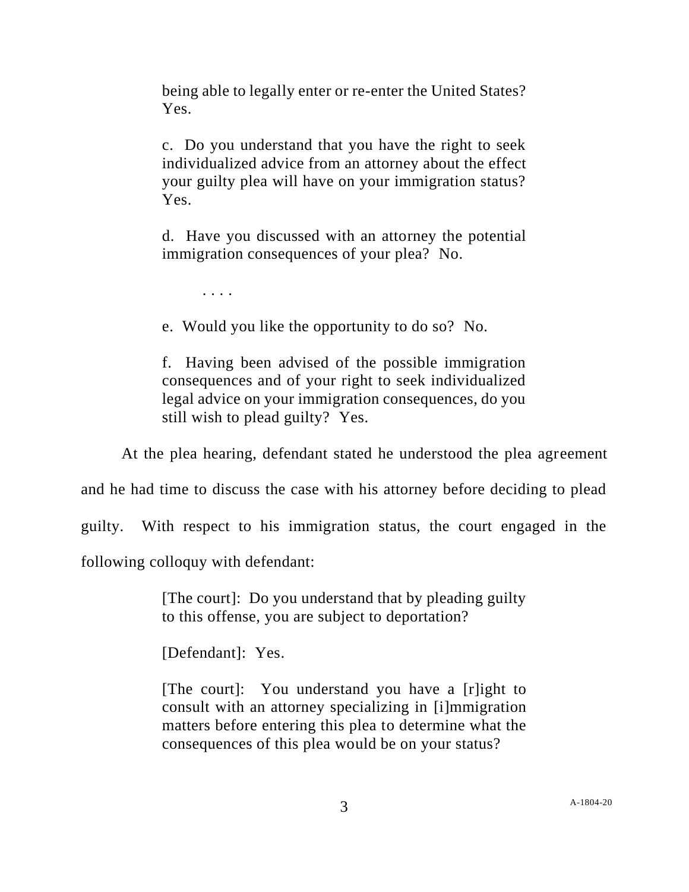> being able to legally enter or re-enter the United States? Yes.
>
> c. Do you understand that you have the right to seek individualized advice from an attorney about the effect your guilty plea will have on your immigration status? Yes.
>
> d. Have you discussed with an attorney the potential immigration consequences of your plea? No.
>
> . . . .
>
> e. Would you like the opportunity to do so? No.
>
> f. Having been advised of the possible immigration consequences and of your right to seek individualized legal advice on your immigration consequences, do you still wish to plead guilty? Yes.

At the plea hearing, defendant stated he understood the plea agreement and he had time to discuss the case with his attorney before deciding to plead guilty. With respect to his immigration status, the court engaged in the following colloquy with defendant:

> [The court]: Do you understand that by pleading guilty to this offense, you are subject to deportation?
>
> [Defendant]: Yes.
>
> [The court]: You understand you have a [r]ight to consult with an attorney specializing in [i]mmigration matters before entering this plea to determine what the consequences of this plea would be on your status?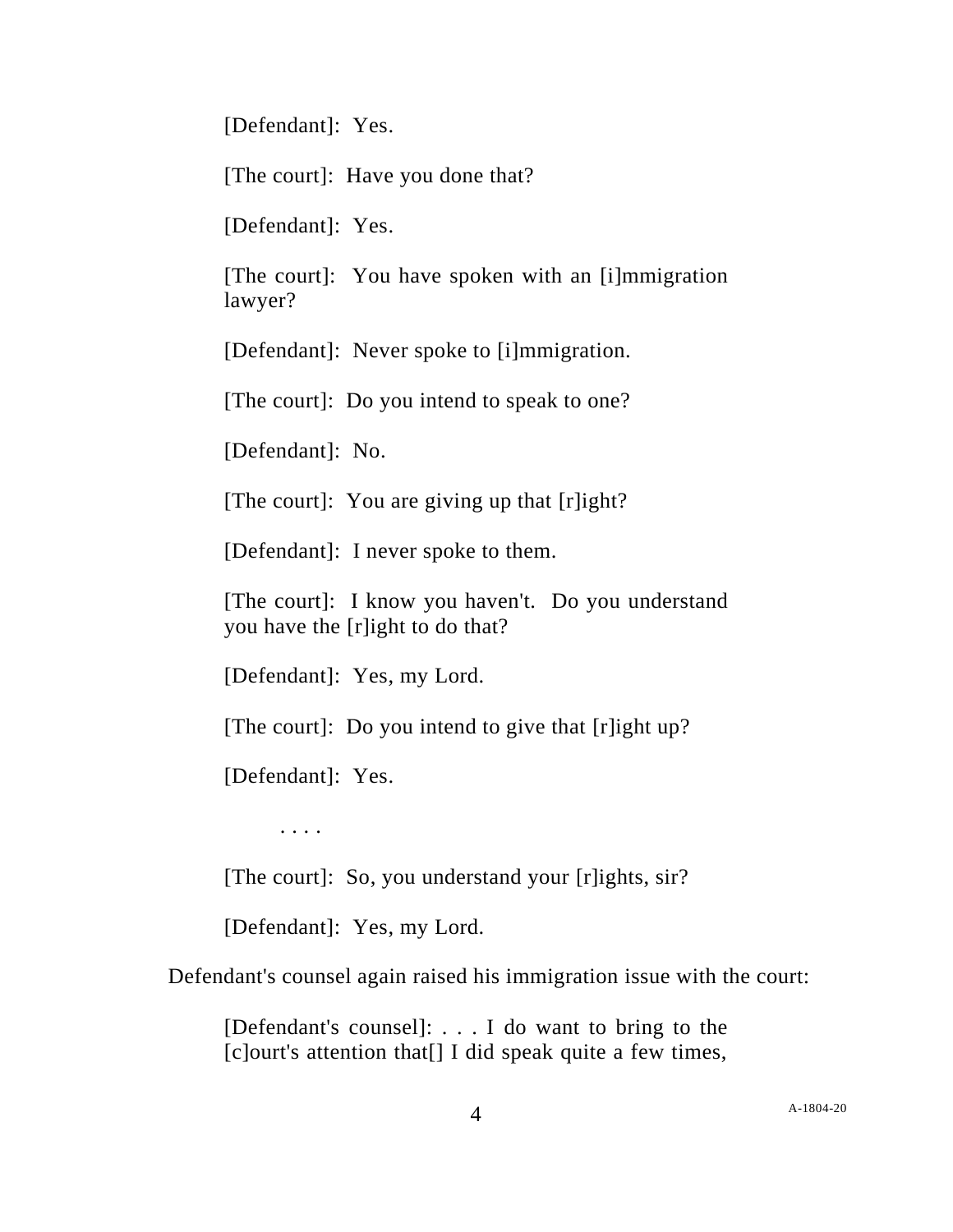> [Defendant]: Yes.
>
> [The court]: Have you done that?
>
> [Defendant]: Yes.
>
> [The court]: You have spoken with an [i]mmigration lawyer?
>
> [Defendant]: Never spoke to [i]mmigration.
>
> [The court]: Do you intend to speak to one?
>
> [Defendant]: No.
>
> [The court]: You are giving up that [r]ight?
>
> [Defendant]: I never spoke to them.
>
> [The court]: I know you haven't. Do you understand you have the [r]ight to do that?
>
> [Defendant]: Yes, my Lord.
>
> [The court]: Do you intend to give that [r]ight up?
>
> [Defendant]: Yes.
>
> . . . .
>
> [The court]: So, you understand your [r]ights, sir?
>
> [Defendant]: Yes, my Lord.

Defendant's counsel again raised his immigration issue with the court:

> [Defendant's counsel]: . . . I do want to bring to the [c]ourt's attention that[] I did speak quite a few times,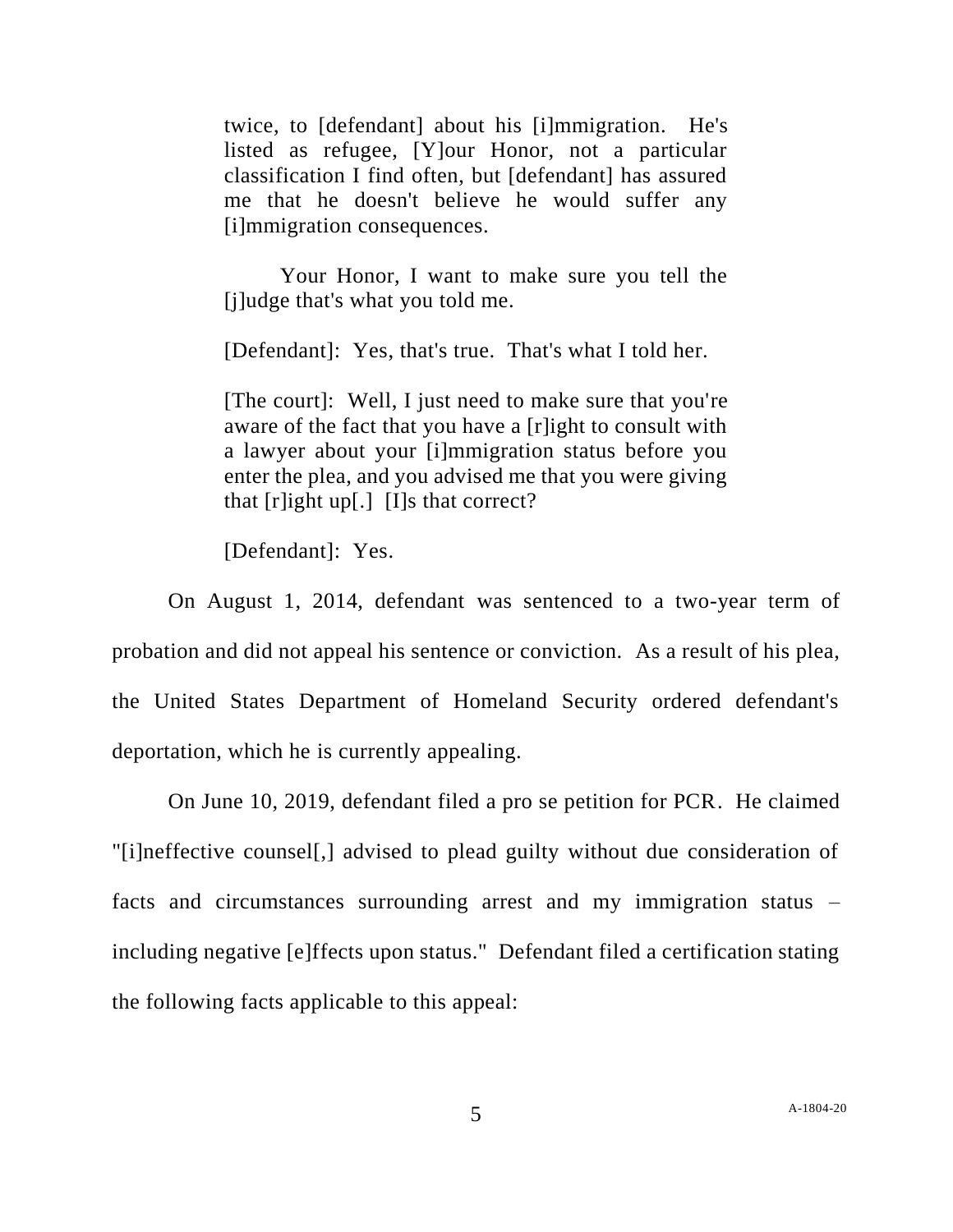> twice, to [defendant] about his [i]mmigration. He's listed as refugee, [Y]our Honor, not a particular classification I find often, but [defendant] has assured me that he doesn't believe he would suffer any [i]mmigration consequences.
>
> Your Honor, I want to make sure you tell the [j]udge that's what you told me.
>
> [Defendant]: Yes, that's true. That's what I told her.
>
> [The court]: Well, I just need to make sure that you're aware of the fact that you have a [r]ight to consult with a lawyer about your [i]mmigration status before you enter the plea, and you advised me that you were giving that [r]ight up[.] [I]s that correct?
>
> [Defendant]: Yes.

On August 1, 2014, defendant was sentenced to a two-year term of probation and did not appeal his sentence or conviction. As a result of his plea, the United States Department of Homeland Security ordered defendant's deportation, which he is currently appealing.

On June 10, 2019, defendant filed a pro se petition for PCR. He claimed "[i]neffective counsel[,] advised to plead guilty without due consideration of facts and circumstances surrounding arrest and my immigration status – including negative [e]ffects upon status." Defendant filed a certification stating the following facts applicable to this appeal: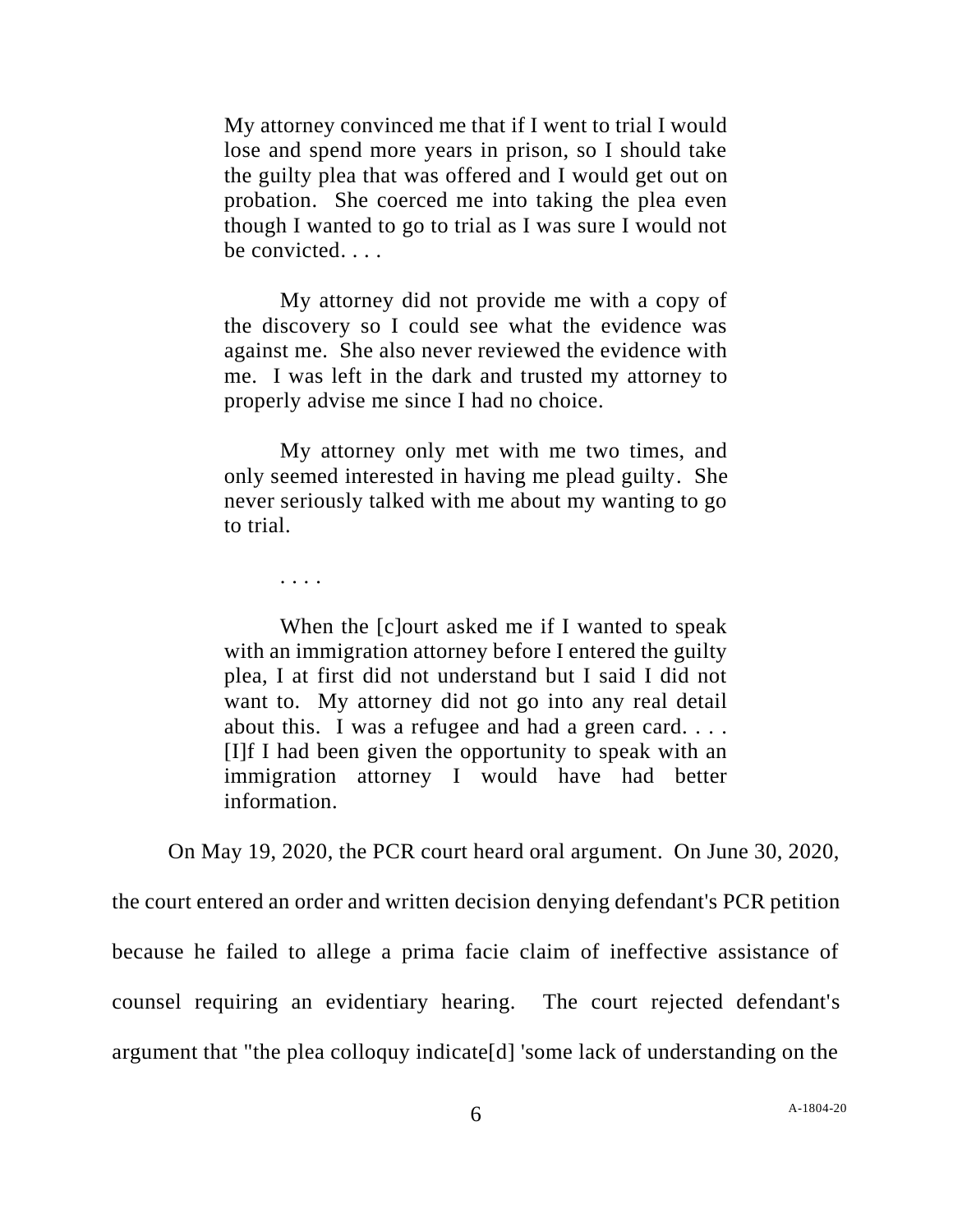> My attorney convinced me that if I went to trial I would lose and spend more years in prison, so I should take the guilty plea that was offered and I would get out on probation. She coerced me into taking the plea even though I wanted to go to trial as I was sure I would not be convicted. . . .
>
> My attorney did not provide me with a copy of the discovery so I could see what the evidence was against me. She also never reviewed the evidence with me. I was left in the dark and trusted my attorney to properly advise me since I had no choice.
>
> My attorney only met with me two times, and only seemed interested in having me plead guilty. She never seriously talked with me about my wanting to go to trial.
>
> . . . .
>
> When the [c]ourt asked me if I wanted to speak with an immigration attorney before I entered the guilty plea, I at first did not understand but I said I did not want to. My attorney did not go into any real detail about this. I was a refugee and had a green card. . . . [I]f I had been given the opportunity to speak with an immigration attorney I would have had better information.

On May 19, 2020, the PCR court heard oral argument. On June 30, 2020, the court entered an order and written decision denying defendant's PCR petition because he failed to allege a prima facie claim of ineffective assistance of counsel requiring an evidentiary hearing. The court rejected defendant's argument that "the plea colloquy indicate[d] 'some lack of understanding on the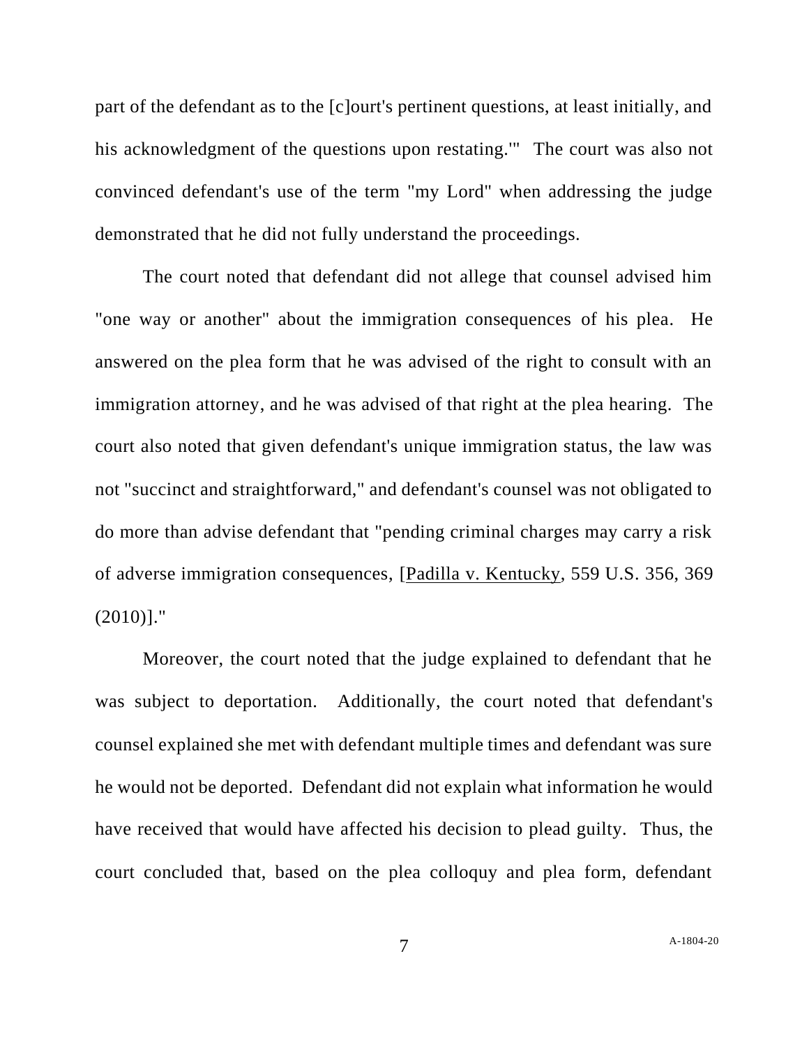part of the defendant as to the [c]ourt's pertinent questions, at least initially, and his acknowledgment of the questions upon restating.'" The court was also not convinced defendant's use of the term "my Lord" when addressing the judge demonstrated that he did not fully understand the proceedings.

The court noted that defendant did not allege that counsel advised him "one way or another" about the immigration consequences of his plea. He answered on the plea form that he was advised of the right to consult with an immigration attorney, and he was advised of that right at the plea hearing. The court also noted that given defendant's unique immigration status, the law was not "succinct and straightforward," and defendant's counsel was not obligated to do more than advise defendant that "pending criminal charges may carry a risk of adverse immigration consequences, [Padilla v. Kentucky, 559 U.S. 356, 369 (2010)]."

Moreover, the court noted that the judge explained to defendant that he was subject to deportation. Additionally, the court noted that defendant's counsel explained she met with defendant multiple times and defendant was sure he would not be deported. Defendant did not explain what information he would have received that would have affected his decision to plead guilty. Thus, the court concluded that, based on the plea colloquy and plea form, defendant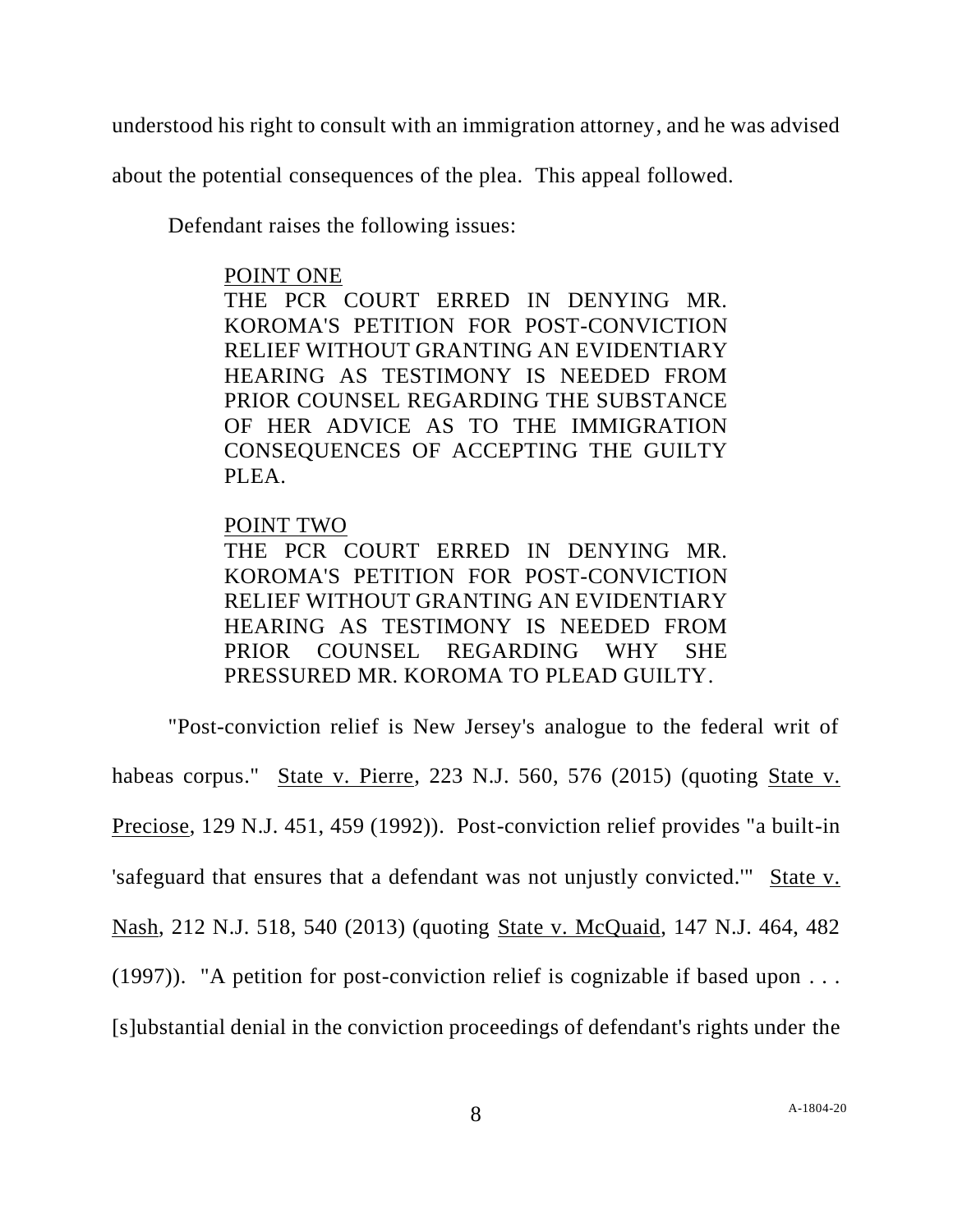understood his right to consult with an immigration attorney, and he was advised about the potential consequences of the plea. This appeal followed.

Defendant raises the following issues:

> <u>POINT ONE</u>
> THE PCR COURT ERRED IN DENYING MR. KOROMA'S PETITION FOR POST-CONVICTION RELIEF WITHOUT GRANTING AN EVIDENTIARY HEARING AS TESTIMONY IS NEEDED FROM PRIOR COUNSEL REGARDING THE SUBSTANCE OF HER ADVICE AS TO THE IMMIGRATION CONSEQUENCES OF ACCEPTING THE GUILTY PLEA.
>
> <u>POINT TWO</u>
> THE PCR COURT ERRED IN DENYING MR. KOROMA'S PETITION FOR POST-CONVICTION RELIEF WITHOUT GRANTING AN EVIDENTIARY HEARING AS TESTIMONY IS NEEDED FROM PRIOR COUNSEL REGARDING WHY SHE PRESSURED MR. KOROMA TO PLEAD GUILTY.

"Post-conviction relief is New Jersey's analogue to the federal writ of habeas corpus." <u>State v. Pierre</u>, 223 N.J. 560, 576 (2015) (quoting <u>State v. Preciose</u>, 129 N.J. 451, 459 (1992)). Post-conviction relief provides "a built-in 'safeguard that ensures that a defendant was not unjustly convicted.'" <u>State v. Nash</u>, 212 N.J. 518, 540 (2013) (quoting <u>State v. McQuaid</u>, 147 N.J. 464, 482 (1997)). "A petition for post-conviction relief is cognizable if based upon . . . [s]ubstantial denial in the conviction proceedings of defendant's rights under the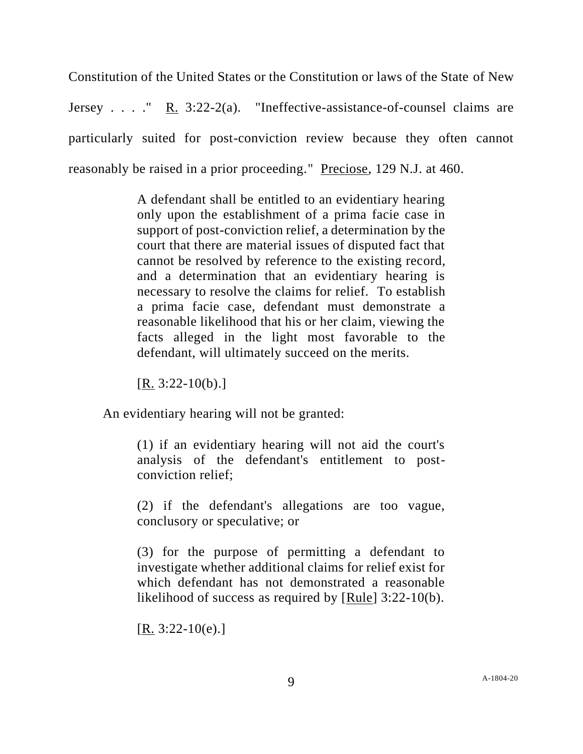Constitution of the United States or the Constitution or laws of the State of New Jersey . . . ." R. 3:22-2(a). "Ineffective-assistance-of-counsel claims are particularly suited for post-conviction review because they often cannot reasonably be raised in a prior proceeding." Preciose, 129 N.J. at 460.

> A defendant shall be entitled to an evidentiary hearing only upon the establishment of a prima facie case in support of post-conviction relief, a determination by the court that there are material issues of disputed fact that cannot be resolved by reference to the existing record, and a determination that an evidentiary hearing is necessary to resolve the claims for relief. To establish a prima facie case, defendant must demonstrate a reasonable likelihood that his or her claim, viewing the facts alleged in the light most favorable to the defendant, will ultimately succeed on the merits.
>
> [R. 3:22-10(b).]

An evidentiary hearing will not be granted:

> (1) if an evidentiary hearing will not aid the court's analysis of the defendant's entitlement to post-conviction relief;
>
> (2) if the defendant's allegations are too vague, conclusory or speculative; or
>
> (3) for the purpose of permitting a defendant to investigate whether additional claims for relief exist for which defendant has not demonstrated a reasonable likelihood of success as required by [Rule] 3:22-10(b).
>
> [R. 3:22-10(e).]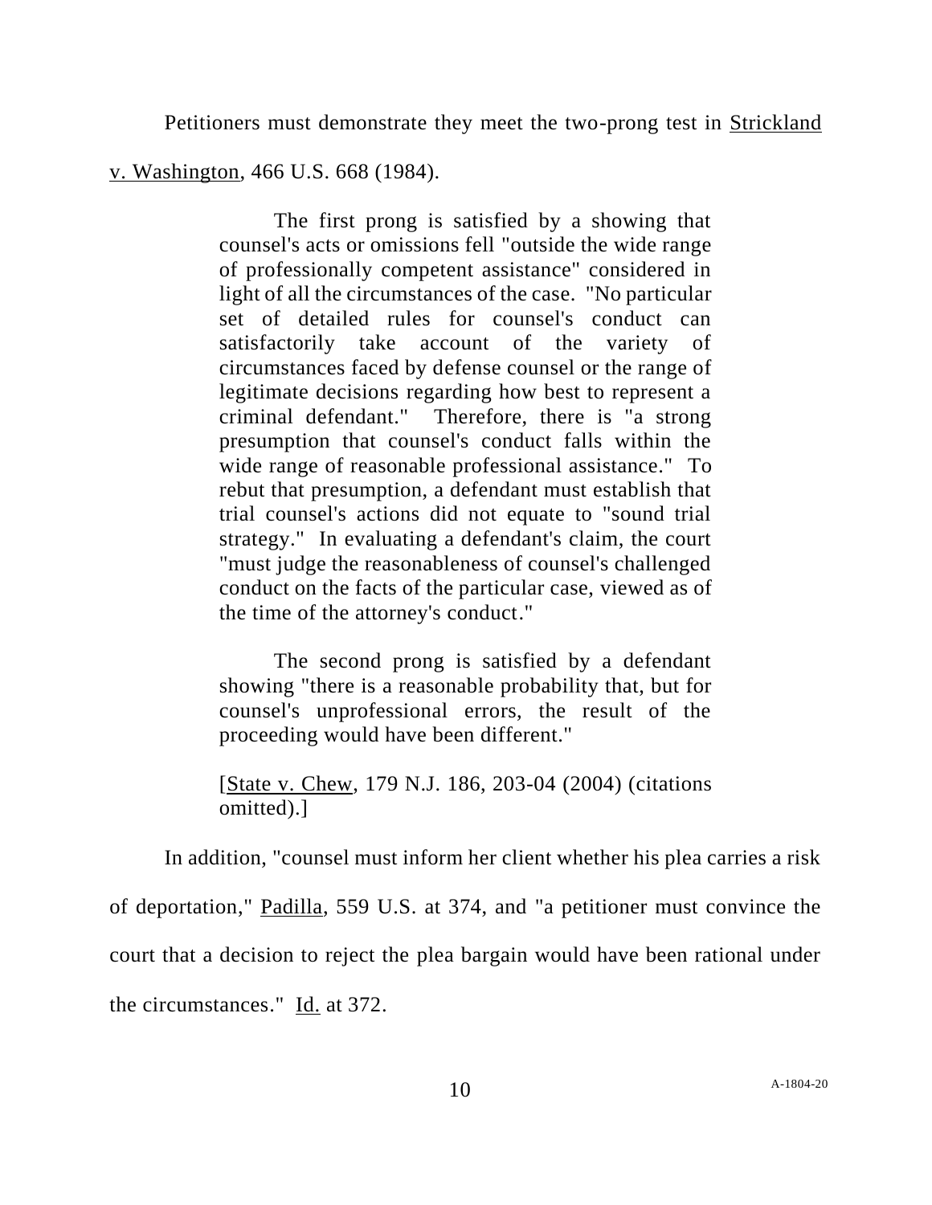Petitioners must demonstrate they meet the two-prong test in Strickland v. Washington, 466 U.S. 668 (1984).

> The first prong is satisfied by a showing that counsel's acts or omissions fell "outside the wide range of professionally competent assistance" considered in light of all the circumstances of the case. "No particular set of detailed rules for counsel's conduct can satisfactorily take account of the variety of circumstances faced by defense counsel or the range of legitimate decisions regarding how best to represent a criminal defendant." Therefore, there is "a strong presumption that counsel's conduct falls within the wide range of reasonable professional assistance." To rebut that presumption, a defendant must establish that trial counsel's actions did not equate to "sound trial strategy." In evaluating a defendant's claim, the court "must judge the reasonableness of counsel's challenged conduct on the facts of the particular case, viewed as of the time of the attorney's conduct."
>
> The second prong is satisfied by a defendant showing "there is a reasonable probability that, but for counsel's unprofessional errors, the result of the proceeding would have been different."
>
> [State v. Chew, 179 N.J. 186, 203-04 (2004) (citations omitted).]

In addition, "counsel must inform her client whether his plea carries a risk of deportation," Padilla, 559 U.S. at 374, and "a petitioner must convince the court that a decision to reject the plea bargain would have been rational under the circumstances." Id. at 372.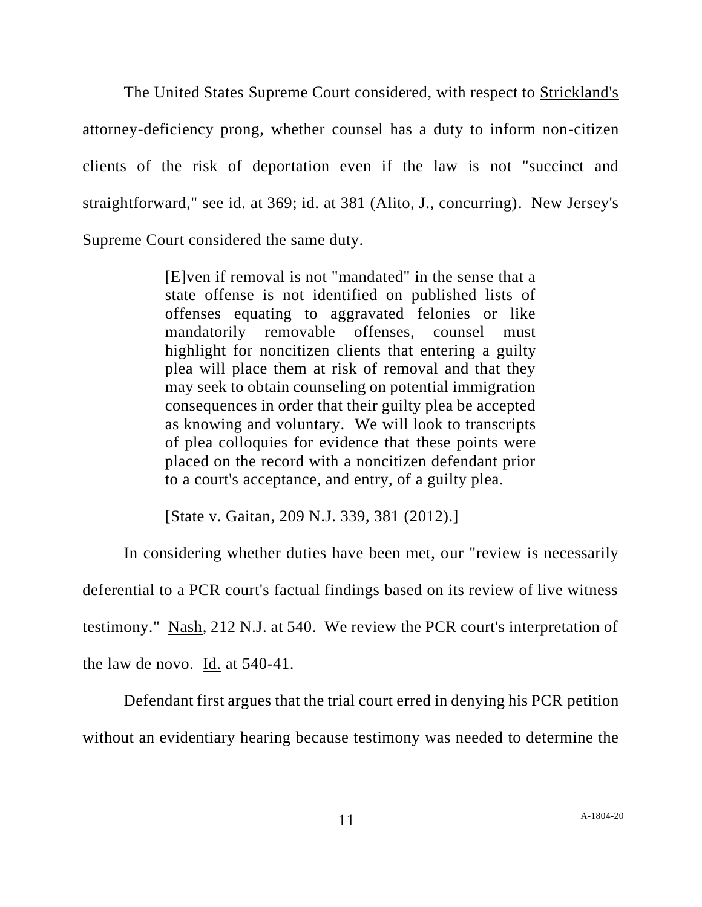The United States Supreme Court considered, with respect to Strickland's attorney-deficiency prong, whether counsel has a duty to inform non-citizen clients of the risk of deportation even if the law is not "succinct and straightforward," see id. at 369; id. at 381 (Alito, J., concurring). New Jersey's Supreme Court considered the same duty.

> [E]ven if removal is not "mandated" in the sense that a state offense is not identified on published lists of offenses equating to aggravated felonies or like mandatorily removable offenses, counsel must highlight for noncitizen clients that entering a guilty plea will place them at risk of removal and that they may seek to obtain counseling on potential immigration consequences in order that their guilty plea be accepted as knowing and voluntary. We will look to transcripts of plea colloquies for evidence that these points were placed on the record with a noncitizen defendant prior to a court's acceptance, and entry, of a guilty plea.
>
> [State v. Gaitan, 209 N.J. 339, 381 (2012).]

In considering whether duties have been met, our "review is necessarily deferential to a PCR court's factual findings based on its review of live witness testimony." Nash, 212 N.J. at 540. We review the PCR court's interpretation of the law de novo. Id. at 540-41.

Defendant first argues that the trial court erred in denying his PCR petition without an evidentiary hearing because testimony was needed to determine the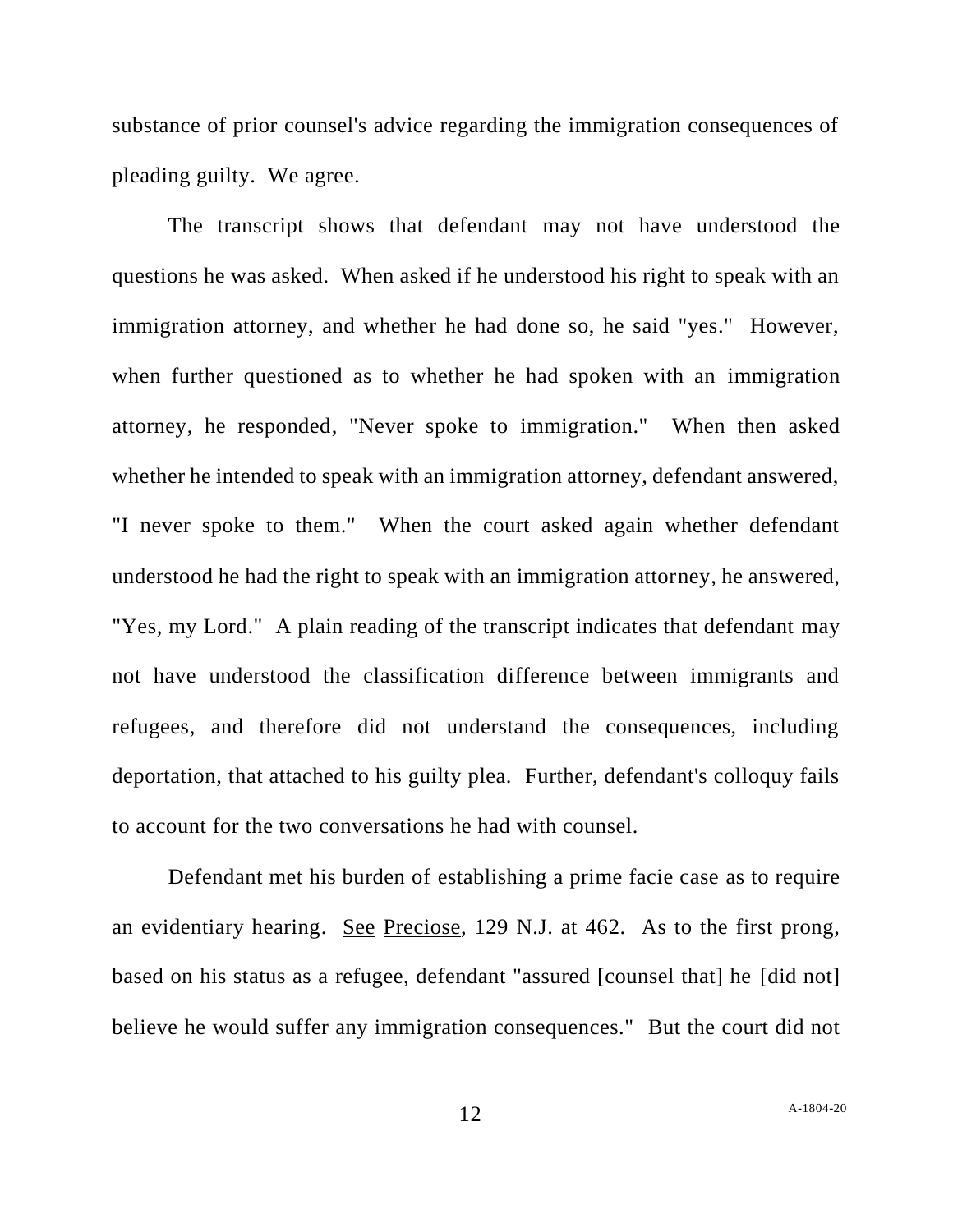substance of prior counsel's advice regarding the immigration consequences of pleading guilty. We agree.

The transcript shows that defendant may not have understood the questions he was asked. When asked if he understood his right to speak with an immigration attorney, and whether he had done so, he said "yes." However, when further questioned as to whether he had spoken with an immigration attorney, he responded, "Never spoke to immigration." When then asked whether he intended to speak with an immigration attorney, defendant answered, "I never spoke to them." When the court asked again whether defendant understood he had the right to speak with an immigration attorney, he answered, "Yes, my Lord." A plain reading of the transcript indicates that defendant may not have understood the classification difference between immigrants and refugees, and therefore did not understand the consequences, including deportation, that attached to his guilty plea. Further, defendant's colloquy fails to account for the two conversations he had with counsel.

Defendant met his burden of establishing a prime facie case as to require an evidentiary hearing. <u>See</u> <u>Preciose</u>, 129 N.J. at 462. As to the first prong, based on his status as a refugee, defendant "assured [counsel that] he [did not] believe he would suffer any immigration consequences." But the court did not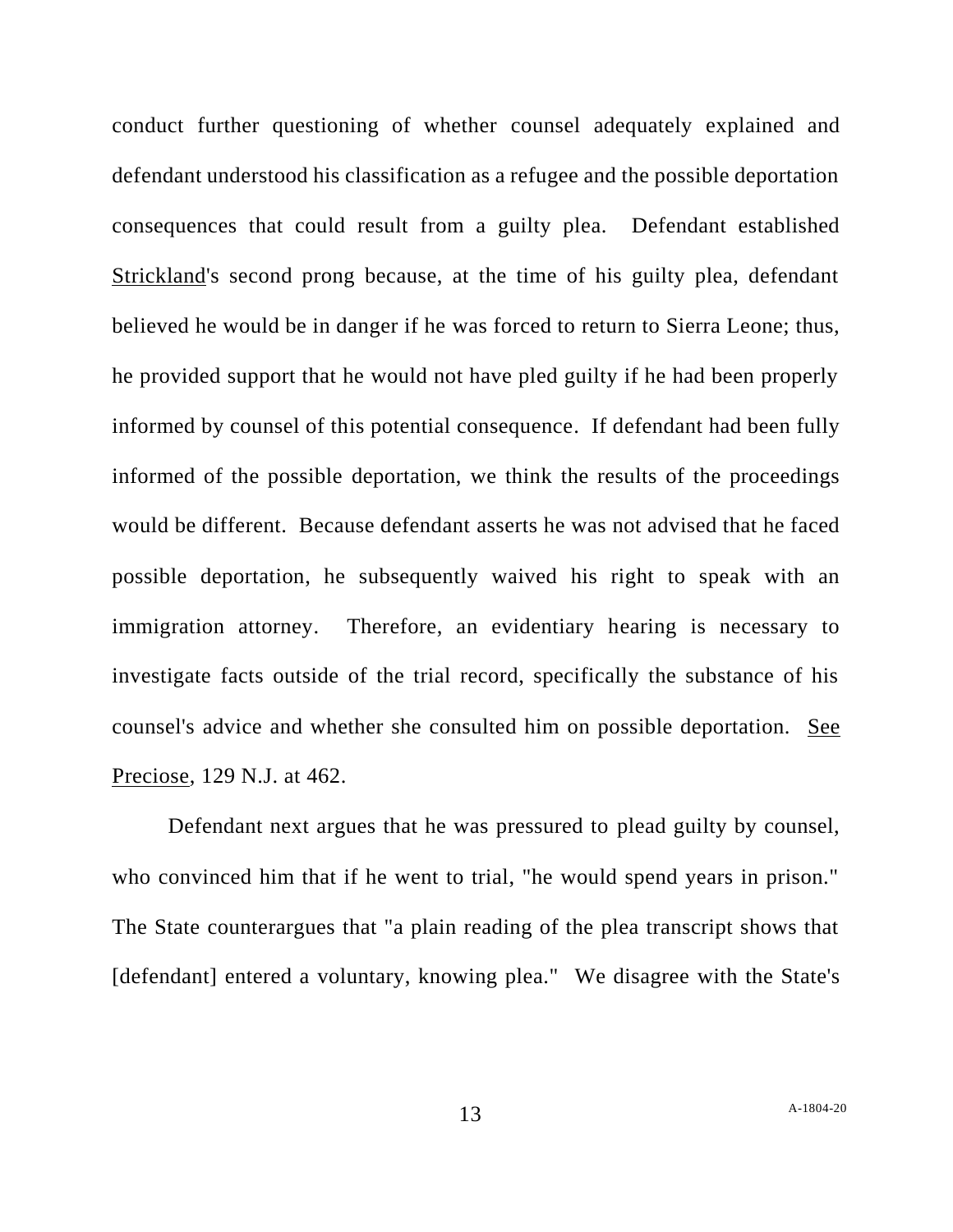conduct further questioning of whether counsel adequately explained and defendant understood his classification as a refugee and the possible deportation consequences that could result from a guilty plea. Defendant established Strickland's second prong because, at the time of his guilty plea, defendant believed he would be in danger if he was forced to return to Sierra Leone; thus, he provided support that he would not have pled guilty if he had been properly informed by counsel of this potential consequence. If defendant had been fully informed of the possible deportation, we think the results of the proceedings would be different. Because defendant asserts he was not advised that he faced possible deportation, he subsequently waived his right to speak with an immigration attorney. Therefore, an evidentiary hearing is necessary to investigate facts outside of the trial record, specifically the substance of his counsel's advice and whether she consulted him on possible deportation. See Preciose, 129 N.J. at 462.

Defendant next argues that he was pressured to plead guilty by counsel, who convinced him that if he went to trial, "he would spend years in prison." The State counterargues that "a plain reading of the plea transcript shows that [defendant] entered a voluntary, knowing plea." We disagree with the State's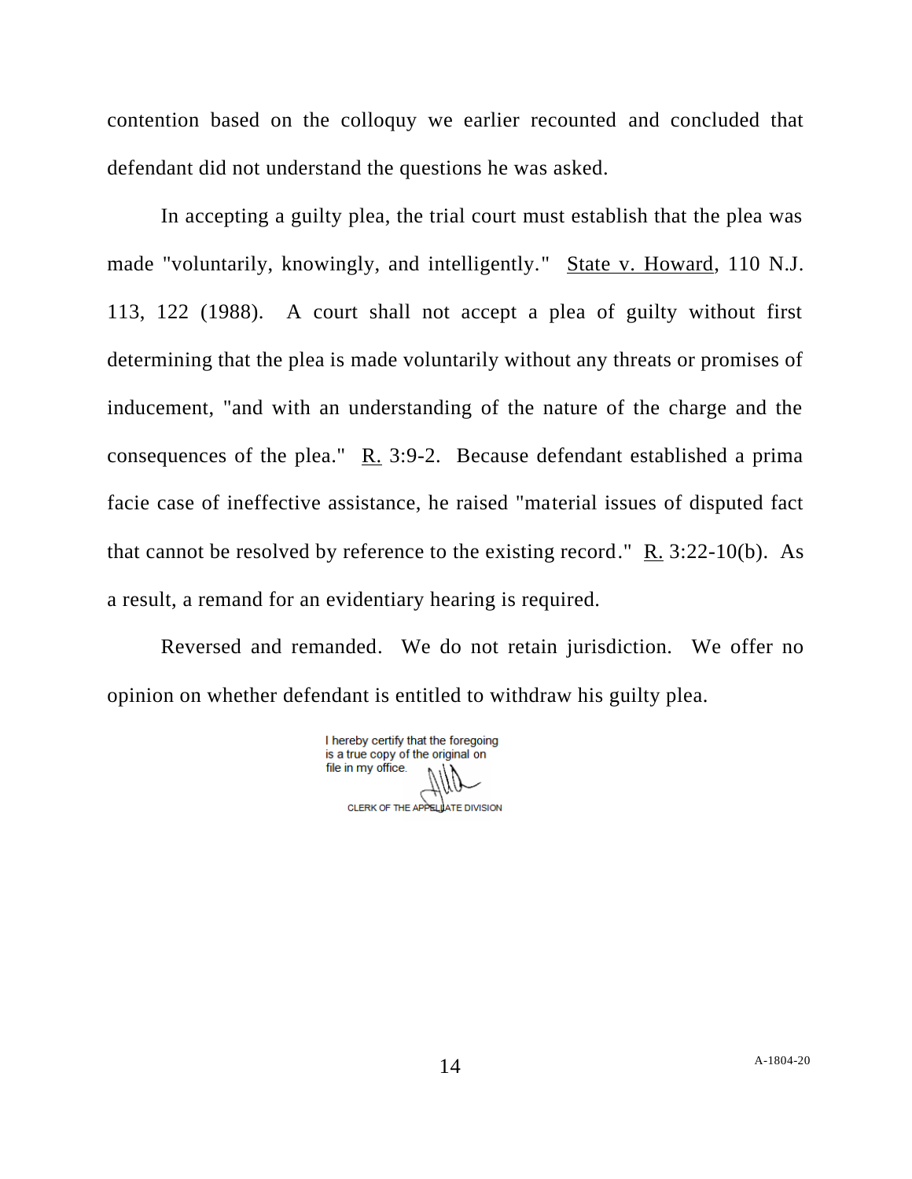contention based on the colloquy we earlier recounted and concluded that defendant did not understand the questions he was asked.

In accepting a guilty plea, the trial court must establish that the plea was made "voluntarily, knowingly, and intelligently." State v. Howard, 110 N.J. 113, 122 (1988). A court shall not accept a plea of guilty without first determining that the plea is made voluntarily without any threats or promises of inducement, "and with an understanding of the nature of the charge and the consequences of the plea." R. 3:9-2. Because defendant established a prima facie case of ineffective assistance, he raised "material issues of disputed fact that cannot be resolved by reference to the existing record." R. 3:22-10(b). As a result, a remand for an evidentiary hearing is required.

Reversed and remanded. We do not retain jurisdiction. We offer no opinion on whether defendant is entitled to withdraw his guilty plea.

I hereby certify that the foregoing is a true copy of the original on file in my office.

CLERK OF THE APPELLATE DIVISION